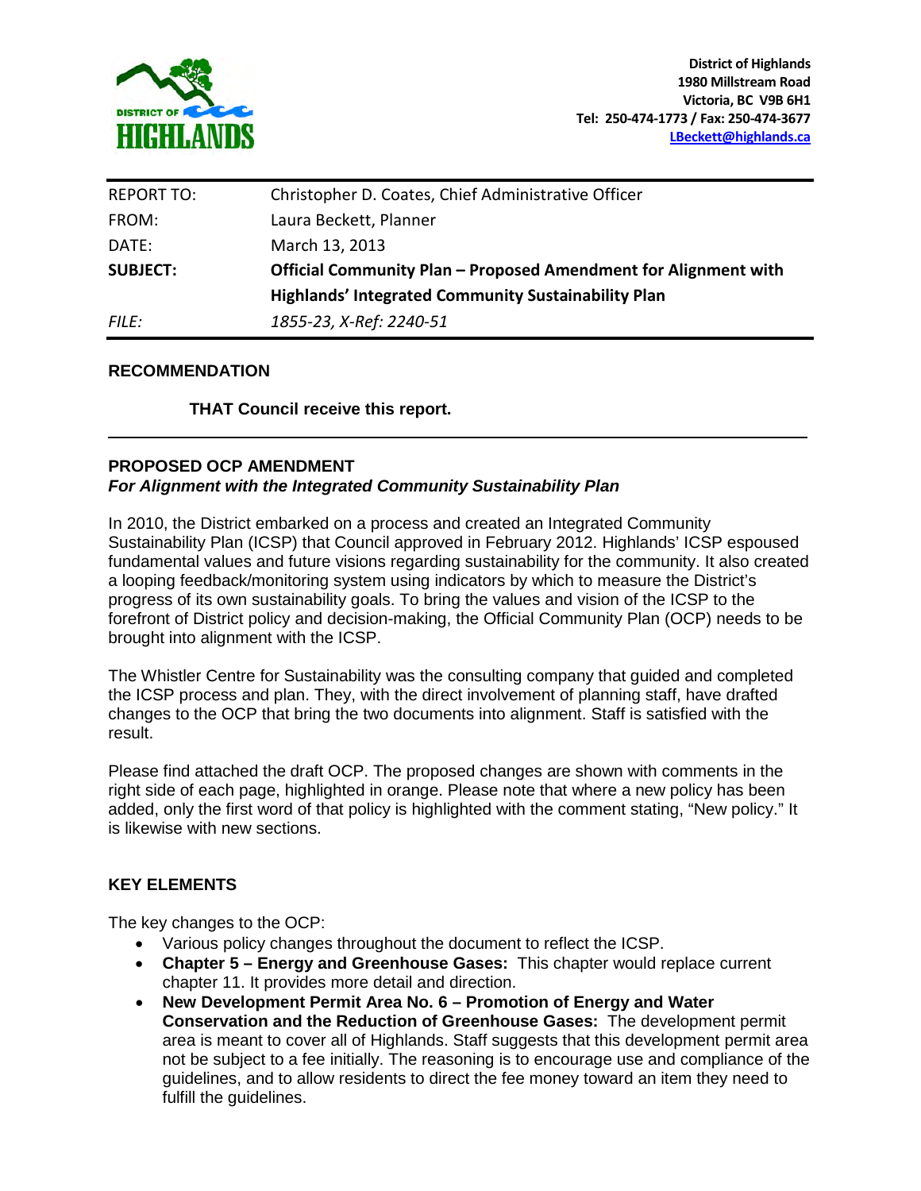District of Highlands
1980 Millstream Road
Victoria, BC V9B 6H1
Tel: 250-474-1773 / Fax: 250-474-3677
LBeckett@highlands.ca

| | |
|---|---|
| REPORT TO: | Christopher D. Coates, Chief Administrative Officer |
| FROM: | Laura Beckett, Planner |
| DATE: | March 13, 2013 |
| **SUBJECT:** | **Official Community Plan – Proposed Amendment for Alignment with Highlands' Integrated Community Sustainability Plan** |
| *FILE:* | *1855-23, X-Ref: 2240-51* |

## RECOMMENDATION

**THAT Council receive this report.**

---

## PROPOSED OCP AMENDMENT

***For Alignment with the Integrated Community Sustainability Plan***

In 2010, the District embarked on a process and created an Integrated Community Sustainability Plan (ICSP) that Council approved in February 2012. Highlands' ICSP espoused fundamental values and future visions regarding sustainability for the community. It also created a looping feedback/monitoring system using indicators by which to measure the District's progress of its own sustainability goals. To bring the values and vision of the ICSP to the forefront of District policy and decision-making, the Official Community Plan (OCP) needs to be brought into alignment with the ICSP.

The Whistler Centre for Sustainability was the consulting company that guided and completed the ICSP process and plan. They, with the direct involvement of planning staff, have drafted changes to the OCP that bring the two documents into alignment. Staff is satisfied with the result.

Please find attached the draft OCP. The proposed changes are shown with comments in the right side of each page, highlighted in orange. Please note that where a new policy has been added, only the first word of that policy is highlighted with the comment stating, "New policy." It is likewise with new sections.

## KEY ELEMENTS

The key changes to the OCP:

- Various policy changes throughout the document to reflect the ICSP.
- **Chapter 5 – Energy and Greenhouse Gases:** This chapter would replace current chapter 11. It provides more detail and direction.
- **New Development Permit Area No. 6 – Promotion of Energy and Water Conservation and the Reduction of Greenhouse Gases:** The development permit area is meant to cover all of Highlands. Staff suggests that this development permit area not be subject to a fee initially. The reasoning is to encourage use and compliance of the guidelines, and to allow residents to direct the fee money toward an item they need to fulfill the guidelines.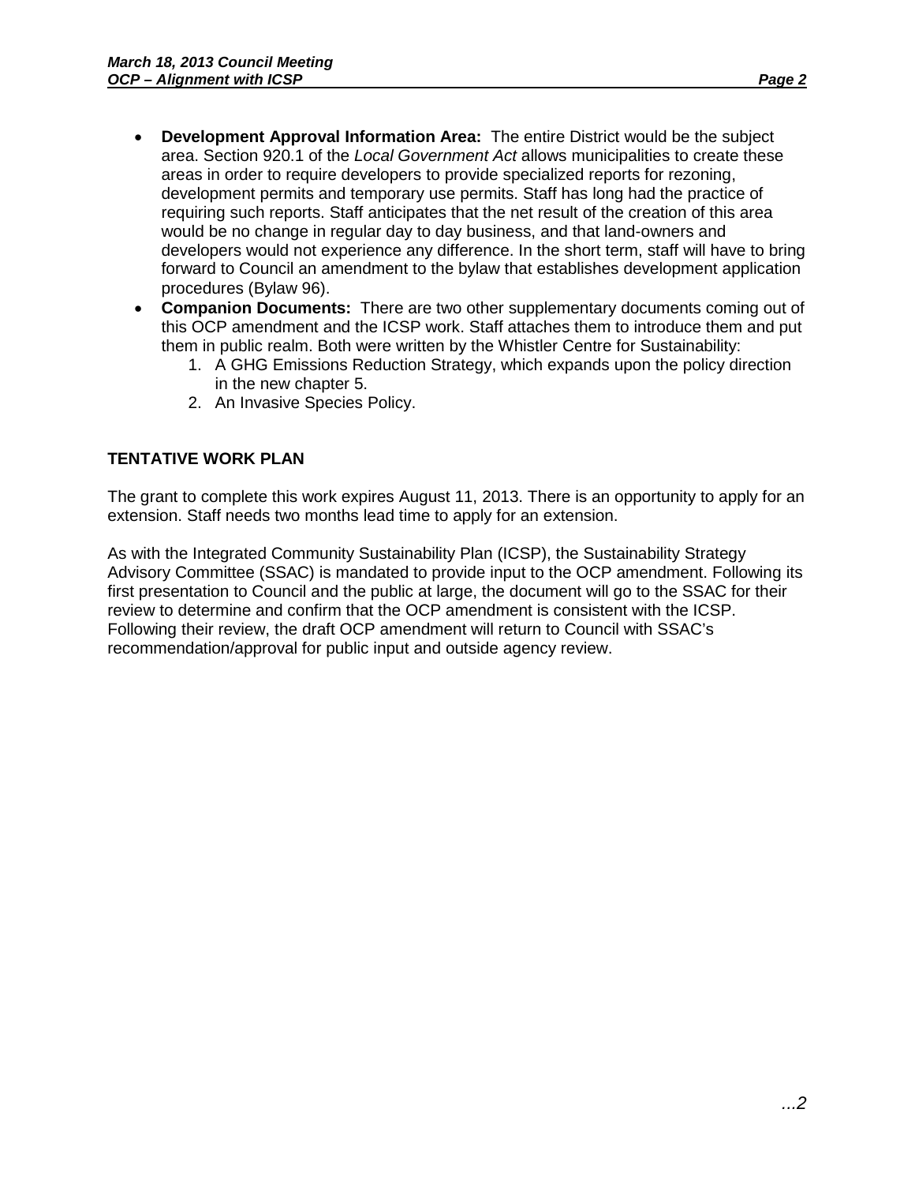- **Development Approval Information Area:** The entire District would be the subject area. Section 920.1 of the *Local Government Act* allows municipalities to create these areas in order to require developers to provide specialized reports for rezoning, development permits and temporary use permits. Staff has long had the practice of requiring such reports. Staff anticipates that the net result of the creation of this area would be no change in regular day to day business, and that land-owners and developers would not experience any difference. In the short term, staff will have to bring forward to Council an amendment to the bylaw that establishes development application procedures (Bylaw 96).
- **Companion Documents:** There are two other supplementary documents coming out of this OCP amendment and the ICSP work. Staff attaches them to introduce them and put them in public realm. Both were written by the Whistler Centre for Sustainability:
    1. A GHG Emissions Reduction Strategy, which expands upon the policy direction in the new chapter 5.
    2. An Invasive Species Policy.

## TENTATIVE WORK PLAN

The grant to complete this work expires August 11, 2013. There is an opportunity to apply for an extension. Staff needs two months lead time to apply for an extension.

As with the Integrated Community Sustainability Plan (ICSP), the Sustainability Strategy Advisory Committee (SSAC) is mandated to provide input to the OCP amendment. Following its first presentation to Council and the public at large, the document will go to the SSAC for their review to determine and confirm that the OCP amendment is consistent with the ICSP. Following their review, the draft OCP amendment will return to Council with SSAC's recommendation/approval for public input and outside agency review.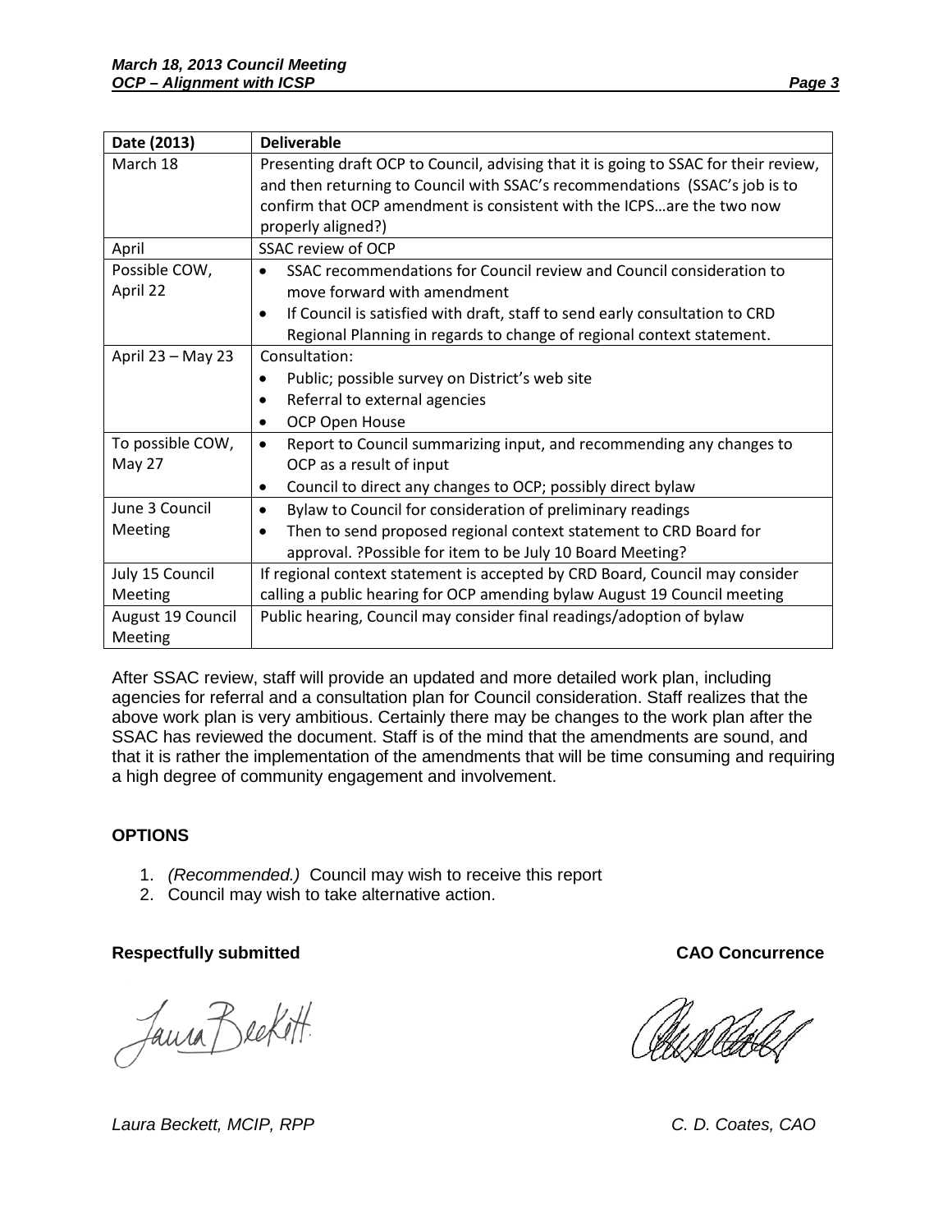| Date (2013) | Deliverable |
|---|---|
| March 18 | Presenting draft OCP to Council, advising that it is going to SSAC for their review, and then returning to Council with SSAC's recommendations (SSAC's job is to confirm that OCP amendment is consistent with the ICPS…are the two now properly aligned?) |
| April | SSAC review of OCP |
| Possible COW, April 22 | • SSAC recommendations for Council review and Council consideration to move forward with amendment<br>• If Council is satisfied with draft, staff to send early consultation to CRD Regional Planning in regards to change of regional context statement. |
| April 23 – May 23 | Consultation:<br>• Public; possible survey on District's web site<br>• Referral to external agencies<br>• OCP Open House |
| To possible COW, May 27 | • Report to Council summarizing input, and recommending any changes to OCP as a result of input<br>• Council to direct any changes to OCP; possibly direct bylaw |
| June 3 Council Meeting | • Bylaw to Council for consideration of preliminary readings<br>• Then to send proposed regional context statement to CRD Board for approval. ?Possible for item to be July 10 Board Meeting? |
| July 15 Council Meeting | If regional context statement is accepted by CRD Board, Council may consider calling a public hearing for OCP amending bylaw August 19 Council meeting |
| August 19 Council Meeting | Public hearing, Council may consider final readings/adoption of bylaw |

After SSAC review, staff will provide an updated and more detailed work plan, including agencies for referral and a consultation plan for Council consideration. Staff realizes that the above work plan is very ambitious. Certainly there may be changes to the work plan after the SSAC has reviewed the document. Staff is of the mind that the amendments are sound, and that it is rather the implementation of the amendments that will be time consuming and requiring a high degree of community engagement and involvement.

**OPTIONS**

1. *(Recommended.)* Council may wish to receive this report
2. Council may wish to take alternative action.

**Respectfully submitted**

*Laura Beckett, MCIP, RPP*

**CAO Concurrence**

*C. D. Coates, CAO*